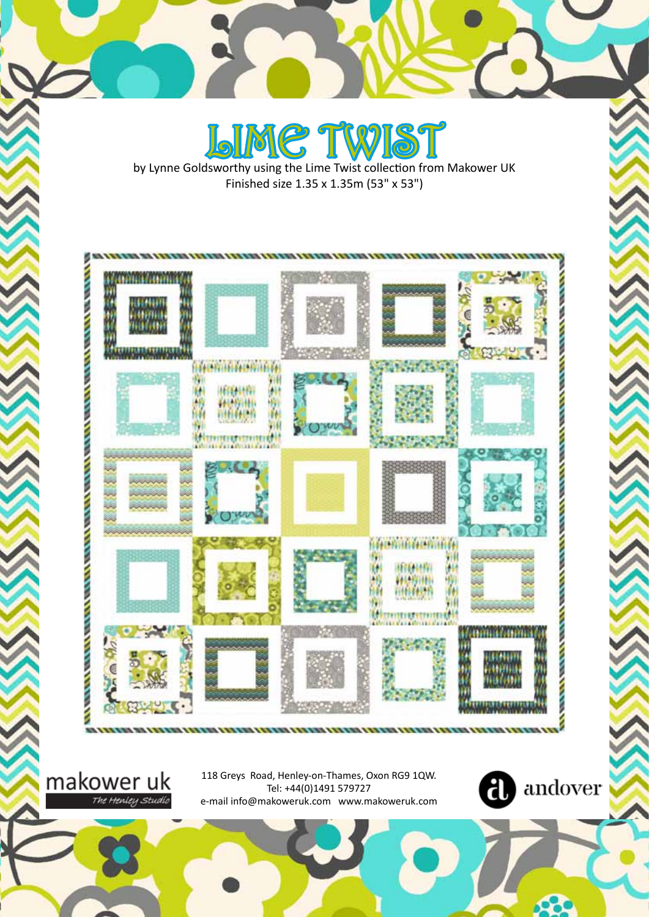# LIME TWIST

by Lynne Goldsworthy using the Lime Twist collection from Makower UK

Finished size 1.35 x 1.35m (53" x 53")

makower uk

*The Henley Studio*

118 Greys Road, Henley-on-Thames, Oxon RG9 1QW.
Tel: +44(0)1491 579727
e-mail info@makoweruk.com www.makoweruk.com

andover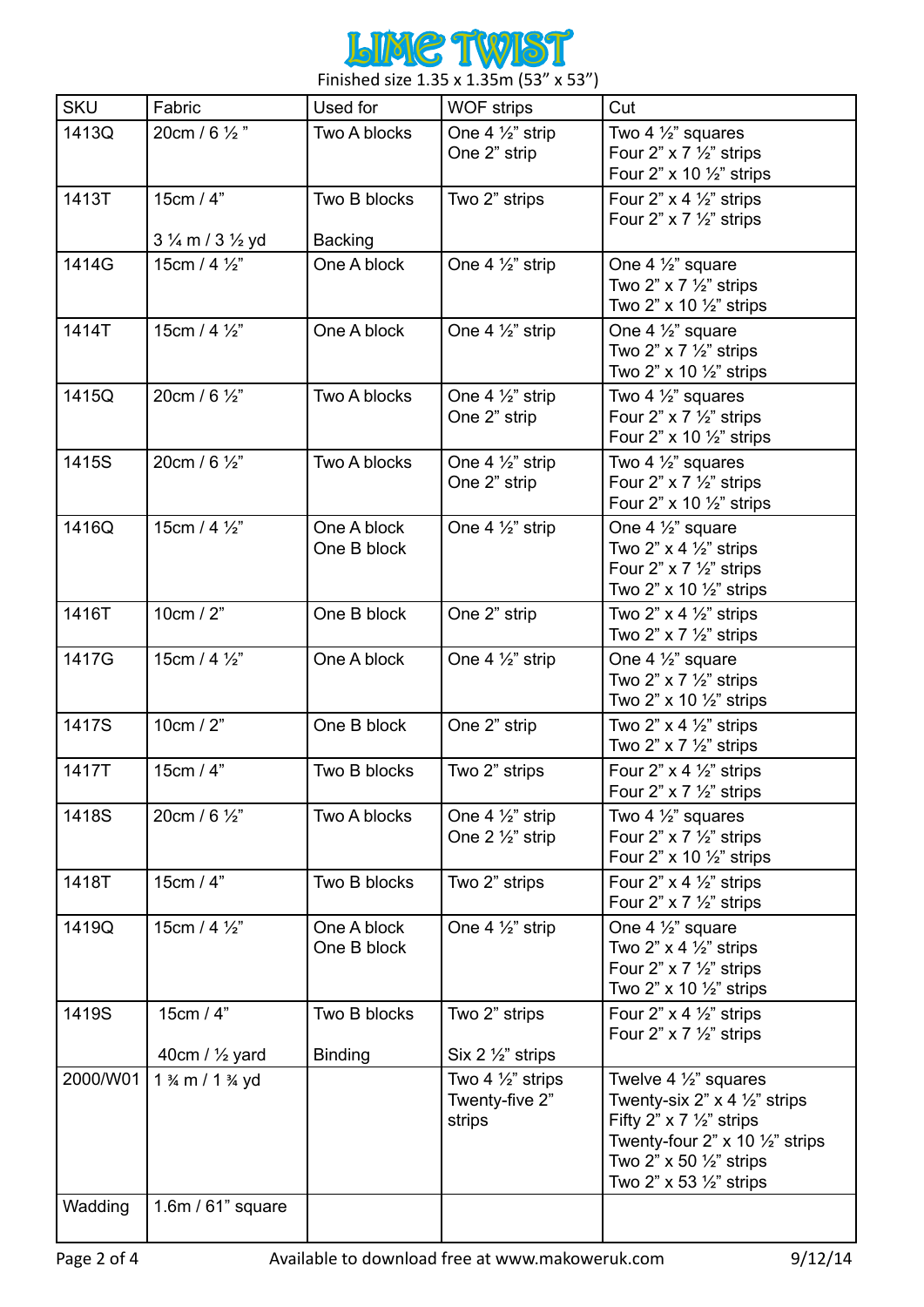# LIME TWIST

Finished size 1.35 x 1.35m (53" x 53")

| SKU | Fabric | Used for | WOF strips | Cut |
|---|---|---|---|---|
| 1413Q | 20cm / 6 ½ " | Two A blocks | One 4 ½" strip<br>One 2" strip | Two 4 ½" squares<br>Four 2" x 7 ½" strips<br>Four 2" x 10 ½" strips |
| 1413T | 15cm / 4"<br><br>3 ¼ m / 3 ½ yd | Two B blocks<br><br>Backing | Two 2" strips | Four 2" x 4 ½" strips<br>Four 2" x 7 ½" strips |
| 1414G | 15cm / 4 ½" | One A block | One 4 ½" strip | One 4 ½" square<br>Two 2" x 7 ½" strips<br>Two 2" x 10 ½" strips |
| 1414T | 15cm / 4 ½" | One A block | One 4 ½" strip | One 4 ½" square<br>Two 2" x 7 ½" strips<br>Two 2" x 10 ½" strips |
| 1415Q | 20cm / 6 ½" | Two A blocks | One 4 ½" strip<br>One 2" strip | Two 4 ½" squares<br>Four 2" x 7 ½" strips<br>Four 2" x 10 ½" strips |
| 1415S | 20cm / 6 ½" | Two A blocks | One 4 ½" strip<br>One 2" strip | Two 4 ½" squares<br>Four 2" x 7 ½" strips<br>Four 2" x 10 ½" strips |
| 1416Q | 15cm / 4 ½" | One A block<br>One B block | One 4 ½" strip | One 4 ½" square<br>Two 2" x 4 ½" strips<br>Four 2" x 7 ½" strips<br>Two 2" x 10 ½" strips |
| 1416T | 10cm / 2" | One B block | One 2" strip | Two 2" x 4 ½" strips<br>Two 2" x 7 ½" strips |
| 1417G | 15cm / 4 ½" | One A block | One 4 ½" strip | One 4 ½" square<br>Two 2" x 7 ½" strips<br>Two 2" x 10 ½" strips |
| 1417S | 10cm / 2" | One B block | One 2" strip | Two 2" x 4 ½" strips<br>Two 2" x 7 ½" strips |
| 1417T | 15cm / 4" | Two B blocks | Two 2" strips | Four 2" x 4 ½" strips<br>Four 2" x 7 ½" strips |
| 1418S | 20cm / 6 ½" | Two A blocks | One 4 ½" strip<br>One 2 ½" strip | Two 4 ½" squares<br>Four 2" x 7 ½" strips<br>Four 2" x 10 ½" strips |
| 1418T | 15cm / 4" | Two B blocks | Two 2" strips | Four 2" x 4 ½" strips<br>Four 2" x 7 ½" strips |
| 1419Q | 15cm / 4 ½" | One A block<br>One B block | One 4 ½" strip | One 4 ½" square<br>Two 2" x 4 ½" strips<br>Four 2" x 7 ½" strips<br>Two 2" x 10 ½" strips |
| 1419S | 15cm / 4"<br><br>40cm / ½ yard | Two B blocks<br><br>Binding | Two 2" strips<br><br>Six 2 ½" strips | Four 2" x 4 ½" strips<br>Four 2" x 7 ½" strips |
| 2000/W01 | 1 ¾ m / 1 ¾ yd | | Two 4 ½" strips<br>Twenty-five 2" strips | Twelve 4 ½" squares<br>Twenty-six 2" x 4 ½" strips<br>Fifty 2" x 7 ½" strips<br>Twenty-four 2" x 10 ½" strips<br>Two 2" x 50 ½" strips<br>Two 2" x 53 ½" strips |
| Wadding | 1.6m / 61" square | | | |

Available to download free at www.makoweruk.com

9/12/14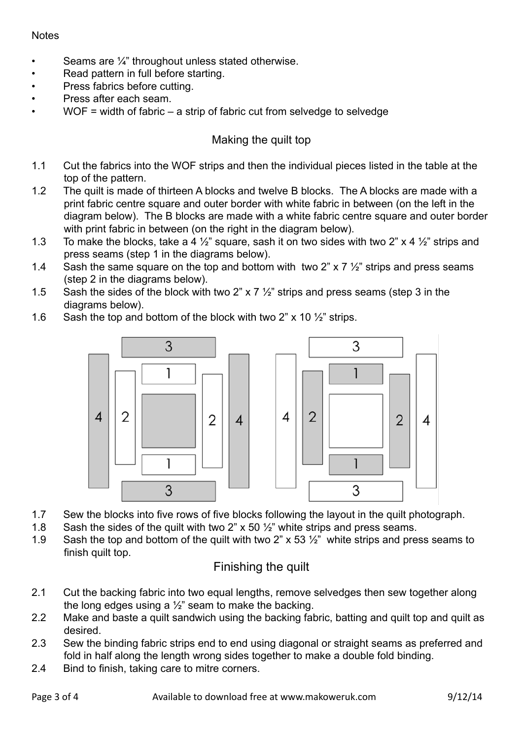Notes

- Seams are ¼” throughout unless stated otherwise.
- Read pattern in full before starting.
- Press fabrics before cutting.
- Press after each seam.
- WOF = width of fabric – a strip of fabric cut from selvedge to selvedge

## Making the quilt top

1.1 Cut the fabrics into the WOF strips and then the individual pieces listed in the table at the top of the pattern.

1.2 The quilt is made of thirteen A blocks and twelve B blocks. The A blocks are made with a print fabric centre square and outer border with white fabric in between (on the left in the diagram below). The B blocks are made with a white fabric centre square and outer border with print fabric in between (on the right in the diagram below).

1.3 To make the blocks, take a 4 ½” square, sash it on two sides with two 2” x 4 ½” strips and press seams (step 1 in the diagrams below).

1.4 Sash the same square on the top and bottom with two 2” x 7 ½” strips and press seams (step 2 in the diagrams below).

1.5 Sash the sides of the block with two 2” x 7 ½” strips and press seams (step 3 in the diagrams below).

1.6 Sash the top and bottom of the block with two 2” x 10 ½” strips.

1.7 Sew the blocks into five rows of five blocks following the layout in the quilt photograph.

1.8 Sash the sides of the quilt with two 2” x 50 ½” white strips and press seams.

1.9 Sash the top and bottom of the quilt with two 2” x 53 ½” white strips and press seams to finish quilt top.

## Finishing the quilt

2.1 Cut the backing fabric into two equal lengths, remove selvedges then sew together along the long edges using a ½” seam to make the backing.

2.2 Make and baste a quilt sandwich using the backing fabric, batting and quilt top and quilt as desired.

2.3 Sew the binding fabric strips end to end using diagonal or straight seams as preferred and fold in half along the length wrong sides together to make a double fold binding.

2.4 Bind to finish, taking care to mitre corners.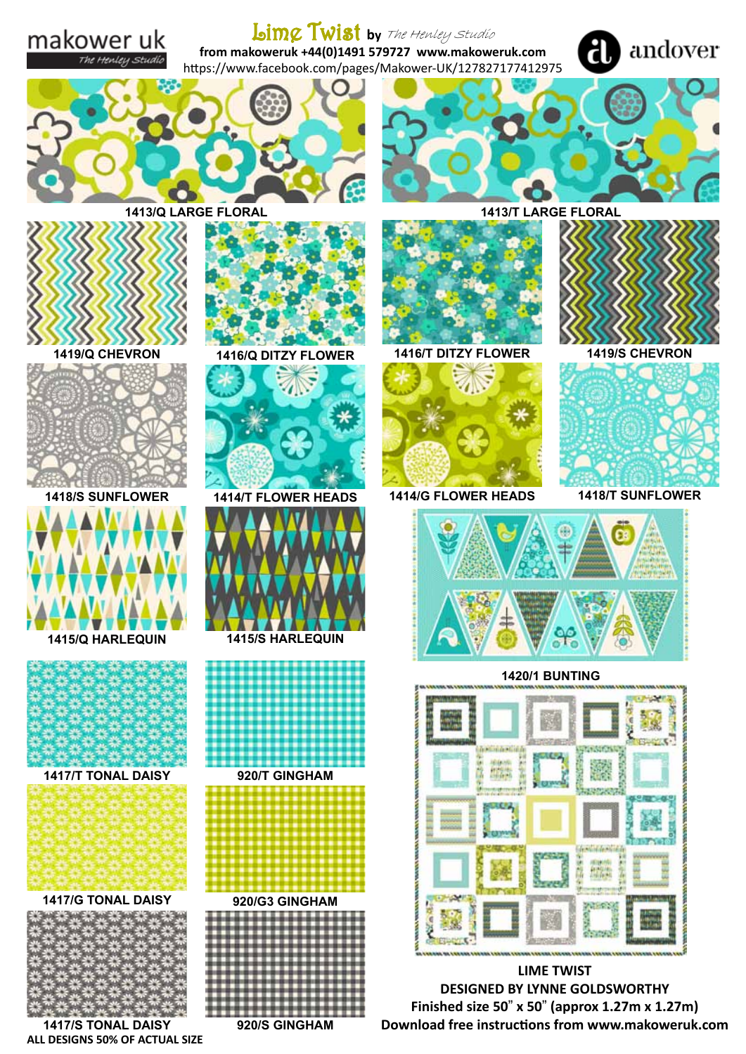makower uk

The Henley Studio

# Lime Twist by The Henley Studio

**from makoweruk +44(0)1491 579727 www.makoweruk.com**

https://www.facebook.com/pages/Makower-UK/127827177412975

andover

**1413/Q LARGE FLORAL**

**1413/T LARGE FLORAL**

**1419/Q CHEVRON**

**1416/Q DITZY FLOWER**

**1416/T DITZY FLOWER**

**1419/S CHEVRON**

**1418/S SUNFLOWER**

**1414/T FLOWER HEADS**

**1414/G FLOWER HEADS**

**1418/T SUNFLOWER**

**1415/Q HARLEQUIN**

**1415/S HARLEQUIN**

**1420/1 BUNTING**

**1417/T TONAL DAISY**

**920/T GINGHAM**

**1417/G TONAL DAISY**

**920/G3 GINGHAM**

**1417/S TONAL DAISY**

**920/S GINGHAM**

**ALL DESIGNS 50% OF ACTUAL SIZE**

**LIME TWIST**
**DESIGNED BY LYNNE GOLDSWORTHY**
**Finished size 50" x 50" (approx 1.27m x 1.27m)**
**Download free instructions from www.makoweruk.com**